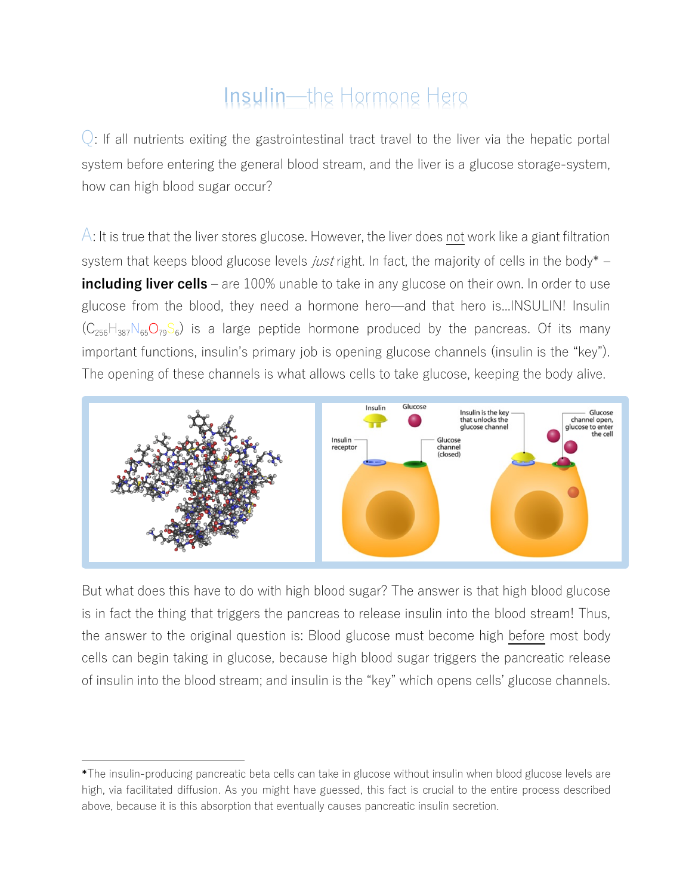# Insulin—the Hormone Hero

Q: If all nutrients exiting the gastrointestinal tract travel to the liver via the hepatic portal system before entering the general blood stream, and the liver is a glucose storage-system, how can high blood sugar occur?

A: It is true that the liver stores glucose. However, the liver does not work like a giant filtration system that keeps blood glucose levels *just* right. In fact, the majority of cells in the body* – **including liver cells** – are 100% unable to take in any glucose on their own. In order to use glucose from the blood, they need a hormone hero—and that hero is...INSULIN! Insulin ($C_{256}H_{387}N_{65}O_{79}S_6$) is a large peptide hormone produced by the pancreas. Of its many important functions, insulin's primary job is opening glucose channels (insulin is the "key"). The opening of these channels is what allows cells to take glucose, keeping the body alive.

But what does this have to do with high blood sugar? The answer is that high blood glucose is in fact the thing that triggers the pancreas to release insulin into the blood stream! Thus, the answer to the original question is: Blood glucose must become high before most body cells can begin taking in glucose, because high blood sugar triggers the pancreatic release of insulin into the blood stream; and insulin is the "key" which opens cells' glucose channels.

---

*The insulin-producing pancreatic beta cells can take in glucose without insulin when blood glucose levels are high, via facilitated diffusion. As you might have guessed, this fact is crucial to the entire process described above, because it is this absorption that eventually causes pancreatic insulin secretion.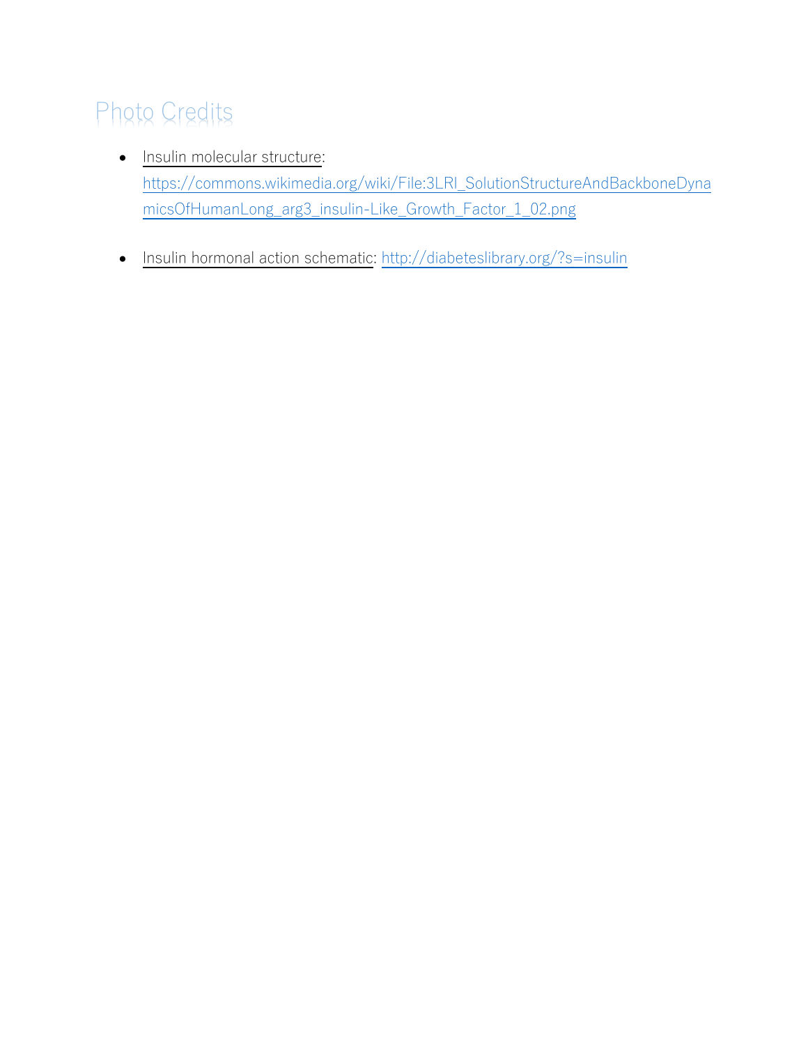# Photo Credits

- Insulin molecular structure: https://commons.wikimedia.org/wiki/File:3LRI_SolutionStructureAndBackboneDynamicsOfHumanLong_arg3_insulin-Like_Growth_Factor_1_02.png

- Insulin hormonal action schematic: http://diabeteslibrary.org/?s=insulin